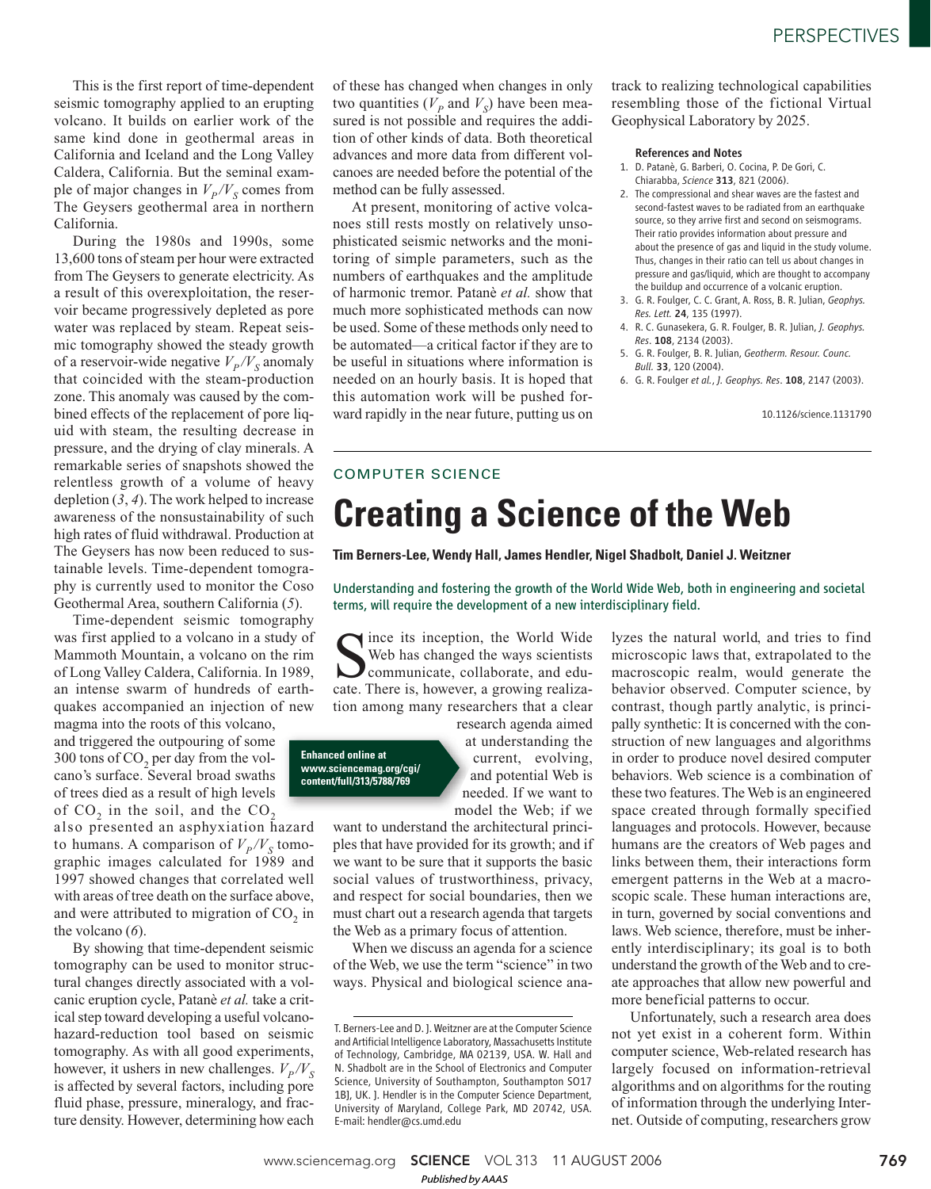This is the first report of time-dependent seismic tomography applied to an erupting volcano. It builds on earlier work of the same kind done in geothermal areas in California and Iceland and the Long Valley Caldera, California. But the seminal example of major changes in $V_P/V_S$ comes from The Geysers geothermal area in northern California.

During the 1980s and 1990s, some 13,600 tons of steam per hour were extracted from The Geysers to generate electricity. As a result of this overexploitation, the reservoir became progressively depleted as pore water was replaced by steam. Repeat seismic tomography showed the steady growth of a reservoir-wide negative $V_P/V_S$ anomaly that coincided with the steam-production zone. This anomaly was caused by the combined effects of the replacement of pore liquid with steam, the resulting decrease in pressure, and the drying of clay minerals. A remarkable series of snapshots showed the relentless growth of a volume of heavy depletion (*3*, *4*). The work helped to increase awareness of the nonsustainability of such high rates of fluid withdrawal. Production at The Geysers has now been reduced to sustainable levels. Time-dependent tomography is currently used to monitor the Coso Geothermal Area, southern California (*5*).

Time-dependent seismic tomography was first applied to a volcano in a study of Mammoth Mountain, a volcano on the rim of Long Valley Caldera, California. In 1989, an intense swarm of hundreds of earthquakes accompanied an injection of new magma into the roots of this volcano, and triggered the outpouring of some 300 tons of $CO_2$ per day from the volcano's surface. Several broad swaths of trees died as a result of high levels of $CO_2$ in the soil, and the $CO_2$ also presented an asphyxiation hazard to humans. A comparison of $V_P/V_S$ tomographic images calculated for 1989 and 1997 showed changes that correlated well with areas of tree death on the surface above, and were attributed to migration of $CO_2$ in the volcano (*6*).

By showing that time-dependent seismic tomography can be used to monitor structural changes directly associated with a volcanic eruption cycle, Patanè *et al.* take a critical step toward developing a useful volcano-hazard-reduction tool based on seismic tomography. As with all good experiments, however, it ushers in new challenges. $V_P/V_S$ is affected by several factors, including pore fluid phase, pressure, mineralogy, and fracture density. However, determining how each of these has changed when changes in only two quantities ($V_P$ and $V_S$) have been measured is not possible and requires the addition of other kinds of data. Both theoretical advances and more data from different volcanoes are needed before the potential of the method can be fully assessed.

At present, monitoring of active volcanoes still rests mostly on relatively unsophisticated seismic networks and the monitoring of simple parameters, such as the numbers of earthquakes and the amplitude of harmonic tremor. Patanè *et al.* show that much more sophisticated methods can now be used. Some of these methods only need to be automated—a critical factor if they are to be useful in situations where information is needed on an hourly basis. It is hoped that this automation work will be pushed forward rapidly in the near future, putting us on track to realizing technological capabilities resembling those of the fictional Virtual Geophysical Laboratory by 2025.

**References and Notes**

1. D. Patanè, G. Barberi, O. Cocina, P. De Gori, C. Chiarabba, *Science* **313**, 821 (2006).
2. The compressional and shear waves are the fastest and second-fastest waves to be radiated from an earthquake source, so they arrive first and second on seismograms. Their ratio provides information about pressure and about the presence of gas and liquid in the study volume. Thus, changes in their ratio can tell us about changes in pressure and gas/liquid, which are thought to accompany the buildup and occurrence of a volcanic eruption.
3. G. R. Foulger, C. C. Grant, A. Ross, B. R. Julian, *Geophys. Res. Lett.* **24**, 135 (1997).
4. R. C. Gunasekera, G. R. Foulger, B. R. Julian, *J. Geophys. Res*. **108**, 2134 (2003).
5. G. R. Foulger, B. R. Julian, *Geotherm. Resour. Counc. Bull.* **33**, 120 (2004).
6. G. R. Foulger *et al.*, *J. Geophys. Res*. **108**, 2147 (2003).

10.1126/science.1131790

COMPUTER SCIENCE

# Creating a Science of the Web

**Tim Berners-Lee, Wendy Hall, James Hendler, Nigel Shadbolt, Daniel J. Weitzner**

Understanding and fostering the growth of the World Wide Web, both in engineering and societal terms, will require the development of a new interdisciplinary field.

Since its inception, the World Wide Web has changed the ways scientists communicate, collaborate, and educate. There is, however, a growing realization among many researchers that a clear research agenda aimed at understanding the current, evolving, and potential Web is needed. If we want to model the Web; if we want to understand the architectural principles that have provided for its growth; and if we want to be sure that it supports the basic social values of trustworthiness, privacy, and respect for social boundaries, then we must chart out a research agenda that targets the Web as a primary focus of attention.

Enhanced online at www.sciencemag.org/cgi/content/full/313/5788/769

When we discuss an agenda for a science of the Web, we use the term "science" in two ways. Physical and biological science analyzes the natural world, and tries to find microscopic laws that, extrapolated to the macroscopic realm, would generate the behavior observed. Computer science, by contrast, though partly analytic, is principally synthetic: It is concerned with the construction of new languages and algorithms in order to produce novel desired computer behaviors. Web science is a combination of these two features. The Web is an engineered space created through formally specified languages and protocols. However, because humans are the creators of Web pages and links between them, their interactions form emergent patterns in the Web at a macroscopic scale. These human interactions are, in turn, governed by social conventions and laws. Web science, therefore, must be inherently interdisciplinary; its goal is to both understand the growth of the Web and to create approaches that allow new powerful and more beneficial patterns to occur.

Unfortunately, such a research area does not yet exist in a coherent form. Within computer science, Web-related research has largely focused on information-retrieval algorithms and on algorithms for the routing of information through the underlying Internet. Outside of computing, researchers grow

T. Berners-Lee and D. J. Weitzner are at the Computer Science and Artificial Intelligence Laboratory, Massachusetts Institute of Technology, Cambridge, MA 02139, USA. W. Hall and N. Shadbolt are in the School of Electronics and Computer Science, University of Southampton, Southampton SO17 1BJ, UK. J. Hendler is in the Computer Science Department, University of Maryland, College Park, MD 20742, USA. E-mail: hendler@cs.umd.edu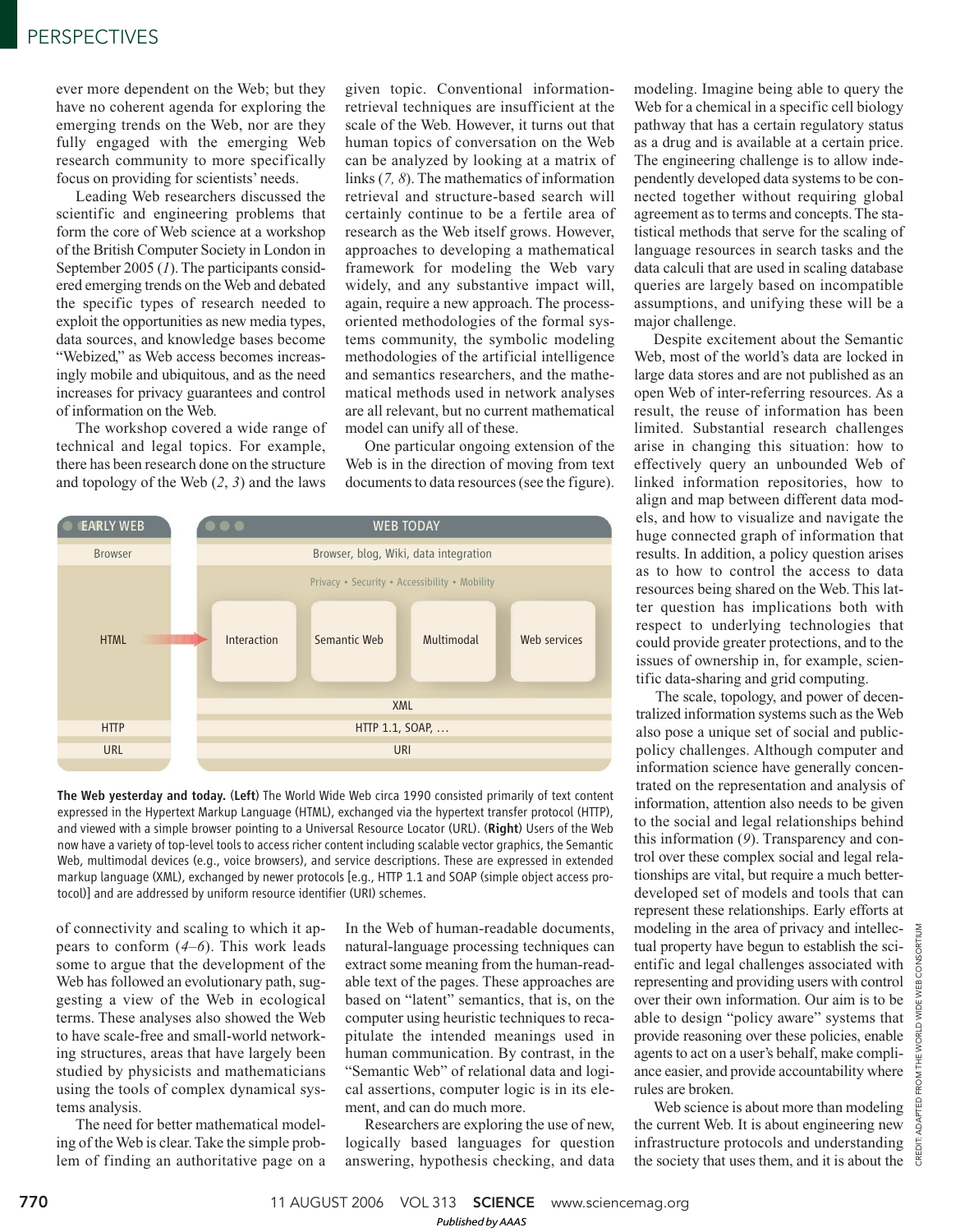ever more dependent on the Web; but they have no coherent agenda for exploring the emerging trends on the Web, nor are they fully engaged with the emerging Web research community to more specifically focus on providing for scientists' needs.

Leading Web researchers discussed the scientific and engineering problems that form the core of Web science at a workshop of the British Computer Society in London in September 2005 (*1*). The participants considered emerging trends on the Web and debated the specific types of research needed to exploit the opportunities as new media types, data sources, and knowledge bases become "Webized," as Web access becomes increasingly mobile and ubiquitous, and as the need increases for privacy guarantees and control of information on the Web.

The workshop covered a wide range of technical and legal topics. For example, there has been research done on the structure and topology of the Web (*2*, *3*) and the laws of connectivity and scaling to which it appears to conform (*4*–*6*). This work leads some to argue that the development of the Web has followed an evolutionary path, suggesting a view of the Web in ecological terms. These analyses also showed the Web to have scale-free and small-world networking structures, areas that have largely been studied by physicists and mathematicians using the tools of complex dynamical systems analysis.

The need for better mathematical modeling of the Web is clear. Take the simple problem of finding an authoritative page on a given topic. Conventional information-retrieval techniques are insufficient at the scale of the Web. However, it turns out that human topics of conversation on the Web can be analyzed by looking at a matrix of links (*7*, *8*). The mathematics of information retrieval and structure-based search will certainly continue to be a fertile area of research as the Web itself grows. However, approaches to developing a mathematical framework for modeling the Web vary widely, and any substantive impact will, again, require a new approach. The process-oriented methodologies of the formal systems community, the symbolic modeling methodologies of the artificial intelligence and semantics researchers, and the mathematical methods used in network analyses are all relevant, but no current mathematical model can unify all of these.

One particular ongoing extension of the Web is in the direction of moving from text documents to data resources (see the figure).

**The Web yesterday and today.** (**Left**) The World Wide Web circa 1990 consisted primarily of text content expressed in the Hypertext Markup Language (HTML), exchanged via the hypertext transfer protocol (HTTP), and viewed with a simple browser pointing to a Universal Resource Locator (URL). (**Right**) Users of the Web now have a variety of top-level tools to access richer content including scalable vector graphics, the Semantic Web, multimodal devices (e.g., voice browsers), and service descriptions. These are expressed in extended markup language (XML), exchanged by newer protocols [e.g., HTTP 1.1 and SOAP (simple object access protocol)] and are addressed by uniform resource identifier (URI) schemes.

CREDIT: ADAPTED FROM THE WORLD WIDE WEB CONSORTIUM

In the Web of human-readable documents, natural-language processing techniques can extract some meaning from the human-readable text of the pages. These approaches are based on "latent" semantics, that is, on the computer using heuristic techniques to recapitulate the intended meanings used in human communication. By contrast, in the "Semantic Web" of relational data and logical assertions, computer logic is in its element, and can do much more.

Researchers are exploring the use of new, logically based languages for question answering, hypothesis checking, and data modeling. Imagine being able to query the Web for a chemical in a specific cell biology pathway that has a certain regulatory status as a drug and is available at a certain price. The engineering challenge is to allow independently developed data systems to be connected together without requiring global agreement as to terms and concepts. The statistical methods that serve for the scaling of language resources in search tasks and the data calculi that are used in scaling database queries are largely based on incompatible assumptions, and unifying these will be a major challenge.

Despite excitement about the Semantic Web, most of the world's data are locked in large data stores and are not published as an open Web of inter-referring resources. As a result, the reuse of information has been limited. Substantial research challenges arise in changing this situation: how to effectively query an unbounded Web of linked information repositories, how to align and map between different data models, and how to visualize and navigate the huge connected graph of information that results. In addition, a policy question arises as to how to control the access to data resources being shared on the Web. This latter question has implications both with respect to underlying technologies that could provide greater protections, and to the issues of ownership in, for example, scientific data-sharing and grid computing.

The scale, topology, and power of decentralized information systems such as the Web also pose a unique set of social and public-policy challenges. Although computer and information science have generally concentrated on the representation and analysis of information, attention also needs to be given to the social and legal relationships behind this information (*9*). Transparency and control over these complex social and legal relationships are vital, but require a much better-developed set of models and tools that can represent these relationships. Early efforts at modeling in the area of privacy and intellectual property have begun to establish the scientific and legal challenges associated with representing and providing users with control over their own information. Our aim is to be able to design "policy aware" systems that provide reasoning over these policies, enable agents to act on a user's behalf, make compliance easier, and provide accountability where rules are broken.

Web science is about more than modeling the current Web. It is about engineering new infrastructure protocols and understanding the society that uses them, and it is about the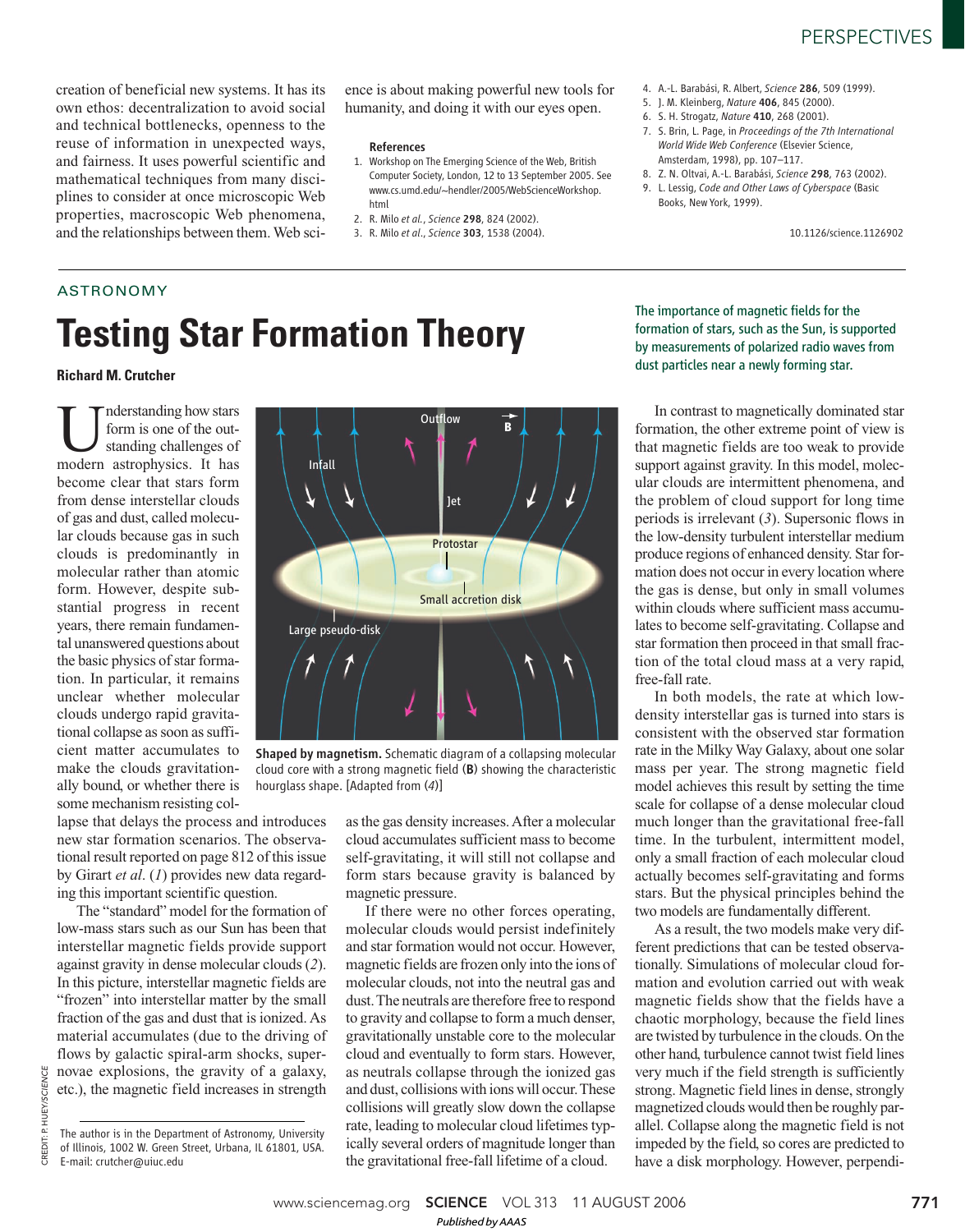creation of beneficial new systems. It has its own ethos: decentralization to avoid social and technical bottlenecks, openness to the reuse of information in unexpected ways, and fairness. It uses powerful scientific and mathematical techniques from many disciplines to consider at once microscopic Web properties, macroscopic Web phenomena, and the relationships between them. Web science is about making powerful new tools for humanity, and doing it with our eyes open.

### References

1. Workshop on The Emerging Science of the Web, British Computer Society, London, 12 to 13 September 2005. See www.cs.umd.edu/~hendler/2005/WebScienceWorkshop.html
2. R. Milo *et al.*, *Science* **298**, 824 (2002).
3. R. Milo *et al.*, *Science* **303**, 1538 (2004).
4. A.-L. Barabási, R. Albert, *Science* **286**, 509 (1999).
5. J. M. Kleinberg, *Nature* **406**, 845 (2000).
6. S. H. Strogatz, *Nature* **410**, 268 (2001).
7. S. Brin, L. Page, in *Proceedings of the 7th International World Wide Web Conference* (Elsevier Science, Amsterdam, 1998), pp. 107–117.
8. Z. N. Oltvai, A.-L. Barabási, *Science* **298**, 763 (2002).
9. L. Lessig, *Code and Other Laws of Cyberspace* (Basic Books, New York, 1999).

10.1126/science.1126902

ASTRONOMY

# Testing Star Formation Theory

**Richard M. Crutcher**

The importance of magnetic fields for the formation of stars, such as the Sun, is supported by measurements of polarized radio waves from dust particles near a newly forming star.

Understanding how stars form is one of the outstanding challenges of modern astrophysics. It has become clear that stars form from dense interstellar clouds of gas and dust, called molecular clouds because gas in such clouds is predominantly in molecular rather than atomic form. However, despite substantial progress in recent years, there remain fundamental unanswered questions about the basic physics of star formation. In particular, it remains unclear whether molecular clouds undergo rapid gravitational collapse as soon as sufficient matter accumulates to make the clouds gravitationally bound, or whether there is some mechanism resisting collapse that delays the process and introduces new star formation scenarios. The observational result reported on page 812 of this issue by Girart *et al.* (*1*) provides new data regarding this important scientific question.

Outflow
B
Infall
Jet
Protostar
Small accretion disk
Large pseudo-disk

**Shaped by magnetism.** Schematic diagram of a collapsing molecular cloud core with a strong magnetic field (**B**) showing the characteristic hourglass shape. [Adapted from (*4*)]

The "standard" model for the formation of low-mass stars such as our Sun has been that interstellar magnetic fields provide support against gravity in dense molecular clouds (*2*). In this picture, interstellar magnetic fields are "frozen" into interstellar matter by the small fraction of the gas and dust that is ionized. As material accumulates (due to the driving of flows by galactic spiral-arm shocks, supernovae explosions, the gravity of a galaxy, etc.), the magnetic field increases in strength as the gas density increases. After a molecular cloud accumulates sufficient mass to become self-gravitating, it will still not collapse and form stars because gravity is balanced by magnetic pressure.

If there were no other forces operating, molecular clouds would persist indefinitely and star formation would not occur. However, magnetic fields are frozen only into the ions of molecular clouds, not into the neutral gas and dust. The neutrals are therefore free to respond to gravity and collapse to form a much denser, gravitationally unstable core to the molecular cloud and eventually to form stars. However, as neutrals collapse through the ionized gas and dust, collisions with ions will occur. These collisions will greatly slow down the collapse rate, leading to molecular cloud lifetimes typically several orders of magnitude longer than the gravitational free-fall lifetime of a cloud.

In contrast to magnetically dominated star formation, the other extreme point of view is that magnetic fields are too weak to provide support against gravity. In this model, molecular clouds are intermittent phenomena, and the problem of cloud support for long time periods is irrelevant (*3*). Supersonic flows in the low-density turbulent interstellar medium produce regions of enhanced density. Star formation does not occur in every location where the gas is dense, but only in small volumes within clouds where sufficient mass accumulates to become self-gravitating. Collapse and star formation then proceed in that small fraction of the total cloud mass at a very rapid, free-fall rate.

In both models, the rate at which low-density interstellar gas is turned into stars is consistent with the observed star formation rate in the Milky Way Galaxy, about one solar mass per year. The strong magnetic field model achieves this result by setting the time scale for collapse of a dense molecular cloud much longer than the gravitational free-fall time. In the turbulent, intermittent model, only a small fraction of each molecular cloud actually becomes self-gravitating and forms stars. But the physical principles behind the two models are fundamentally different.

As a result, the two models make very different predictions that can be tested observationally. Simulations of molecular cloud formation and evolution carried out with weak magnetic fields show that the fields have a chaotic morphology, because the field lines are twisted by turbulence in the clouds. On the other hand, turbulence cannot twist field lines very much if the field strength is sufficiently strong. Magnetic field lines in dense, strongly magnetized clouds would then be roughly parallel. Collapse along the magnetic field is not impeded by the field, so cores are predicted to have a disk morphology. However, perpendi-

The author is in the Department of Astronomy, University of Illinois, 1002 W. Green Street, Urbana, IL 61801, USA. E-mail: crutcher@uiuc.edu

CREDIT: P. HUEY/SCIENCE